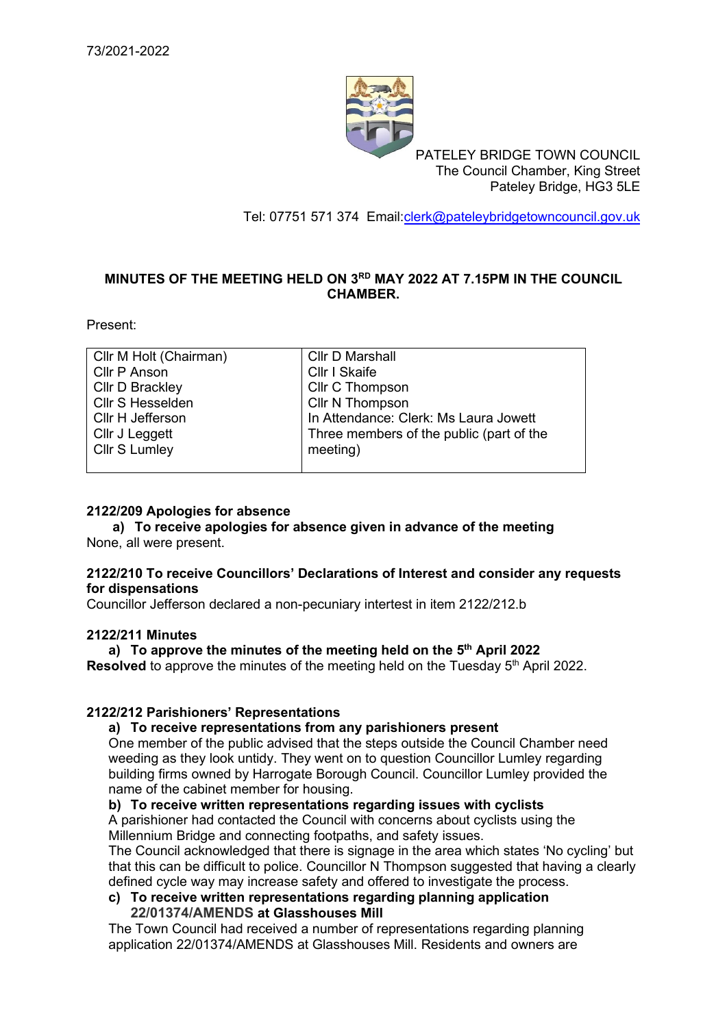73/2021-2022

PATELEY BRIDGE TOWN COUNCIL
The Council Chamber, King Street
Pateley Bridge, HG3 5LE

Tel: 07751 571 374 Email:clerk@pateleybridgetowncouncil.gov.uk

**MINUTES OF THE MEETING HELD ON 3RD MAY 2022 AT 7.15PM IN THE COUNCIL CHAMBER.**

Present:

| | |
|---|---|
| Cllr M Holt (Chairman) | Cllr D Marshall |
| Cllr P Anson | Cllr I Skaife |
| Cllr D Brackley | Cllr C Thompson |
| Cllr S Hesselden | Cllr N Thompson |
| Cllr H Jefferson | In Attendance: Clerk: Ms Laura Jowett |
| Cllr J Leggett | Three members of the public (part of the meeting) |
| Cllr S Lumley | |

**2122/209 Apologies for absence**

**a) To receive apologies for absence given in advance of the meeting**

None, all were present.

**2122/210 To receive Councillors' Declarations of Interest and consider any requests for dispensations**

Councillor Jefferson declared a non-pecuniary intertest in item 2122/212.b

**2122/211 Minutes**

**a) To approve the minutes of the meeting held on the 5th April 2022**

**Resolved** to approve the minutes of the meeting held on the Tuesday 5th April 2022.

**2122/212 Parishioners' Representations**

**a) To receive representations from any parishioners present**

One member of the public advised that the steps outside the Council Chamber need weeding as they look untidy. They went on to question Councillor Lumley regarding building firms owned by Harrogate Borough Council. Councillor Lumley provided the name of the cabinet member for housing.

**b) To receive written representations regarding issues with cyclists**

A parishioner had contacted the Council with concerns about cyclists using the Millennium Bridge and connecting footpaths, and safety issues.

The Council acknowledged that there is signage in the area which states 'No cycling' but that this can be difficult to police. Councillor N Thompson suggested that having a clearly defined cycle way may increase safety and offered to investigate the process.

**c) To receive written representations regarding planning application 22/01374/AMENDS at Glasshouses Mill**

The Town Council had received a number of representations regarding planning application 22/01374/AMENDS at Glasshouses Mill. Residents and owners are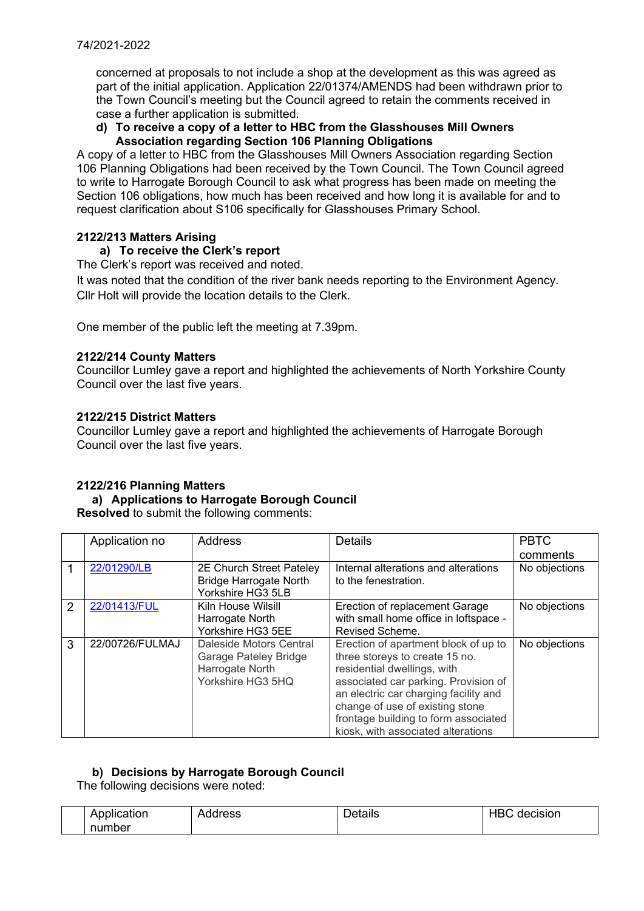74/2021-2022

concerned at proposals to not include a shop at the development as this was agreed as part of the initial application. Application 22/01374/AMENDS had been withdrawn prior to the Town Council's meeting but the Council agreed to retain the comments received in case a further application is submitted.

**d) To receive a copy of a letter to HBC from the Glasshouses Mill Owners Association regarding Section 106 Planning Obligations**

A copy of a letter to HBC from the Glasshouses Mill Owners Association regarding Section 106 Planning Obligations had been received by the Town Council. The Town Council agreed to write to Harrogate Borough Council to ask what progress has been made on meeting the Section 106 obligations, how much has been received and how long it is available for and to request clarification about S106 specifically for Glasshouses Primary School.

**2122/213 Matters Arising**

**a) To receive the Clerk's report**

The Clerk's report was received and noted.

It was noted that the condition of the river bank needs reporting to the Environment Agency. Cllr Holt will provide the location details to the Clerk.

One member of the public left the meeting at 7.39pm.

**2122/214 County Matters**

Councillor Lumley gave a report and highlighted the achievements of North Yorkshire County Council over the last five years.

**2122/215 District Matters**

Councillor Lumley gave a report and highlighted the achievements of Harrogate Borough Council over the last five years.

**2122/216 Planning Matters**

**a) Applications to Harrogate Borough Council**

**Resolved** to submit the following comments:

| | Application no | Address | Details | PBTC comments |
|---|---|---|---|---|
| 1 | 22/01290/LB | 2E Church Street Pateley Bridge Harrogate North Yorkshire HG3 5LB | Internal alterations and alterations to the fenestration. | No objections |
| 2 | 22/01413/FUL | Kiln House Wilsill Harrogate North Yorkshire HG3 5EE | Erection of replacement Garage with small home office in loftspace - Revised Scheme. | No objections |
| 3 | 22/00726/FULMAJ | Daleside Motors Central Garage Pateley Bridge Harrogate North Yorkshire HG3 5HQ | Erection of apartment block of up to three storeys to create 15 no. residential dwellings, with associated car parking. Provision of an electric car charging facility and change of use of existing stone frontage building to form associated kiosk, with associated alterations | No objections |

**b) Decisions by Harrogate Borough Council**

The following decisions were noted:

| | Application number | Address | Details | HBC decision |
|---|---|---|---|---|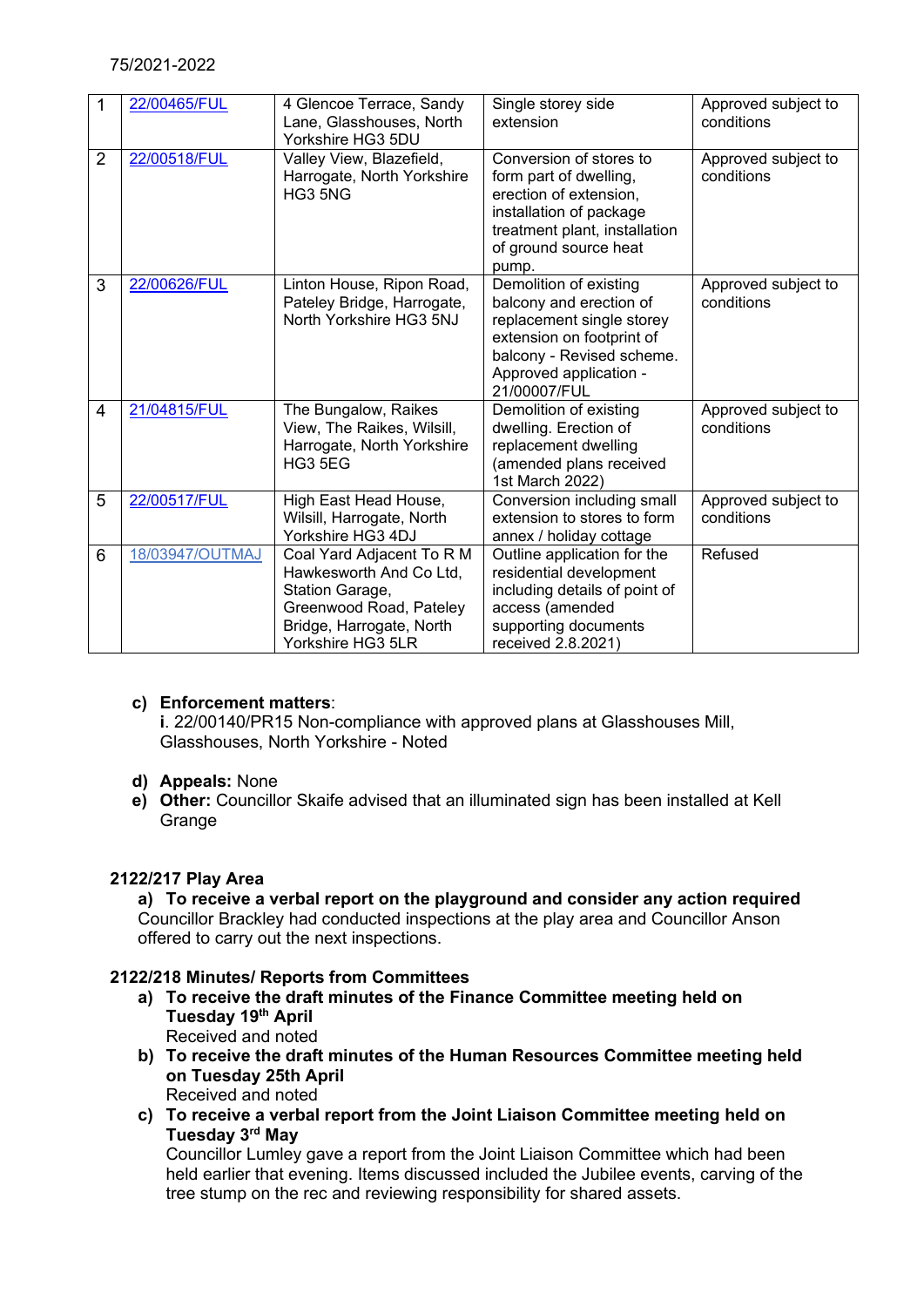75/2021-2022

| 1 | 22/00465/FUL | 4 Glencoe Terrace, Sandy Lane, Glasshouses, North Yorkshire HG3 5DU | Single storey side extension | Approved subject to conditions |
|---|---|---|---|---|
| 2 | 22/00518/FUL | Valley View, Blazefield, Harrogate, North Yorkshire HG3 5NG | Conversion of stores to form part of dwelling, erection of extension, installation of package treatment plant, installation of ground source heat pump. | Approved subject to conditions |
| 3 | 22/00626/FUL | Linton House, Ripon Road, Pateley Bridge, Harrogate, North Yorkshire HG3 5NJ | Demolition of existing balcony and erection of replacement single storey extension on footprint of balcony - Revised scheme. Approved application - 21/00007/FUL | Approved subject to conditions |
| 4 | 21/04815/FUL | The Bungalow, Raikes View, The Raikes, Wilsill, Harrogate, North Yorkshire HG3 5EG | Demolition of existing dwelling. Erection of replacement dwelling (amended plans received 1st March 2022) | Approved subject to conditions |
| 5 | 22/00517/FUL | High East Head House, Wilsill, Harrogate, North Yorkshire HG3 4DJ | Conversion including small extension to stores to form annex / holiday cottage | Approved subject to conditions |
| 6 | 18/03947/OUTMAJ | Coal Yard Adjacent To R M Hawkesworth And Co Ltd, Station Garage, Greenwood Road, Pateley Bridge, Harrogate, North Yorkshire HG3 5LR | Outline application for the residential development including details of point of access (amended supporting documents received 2.8.2021) | Refused |

c) **Enforcement matters**:
**i**. 22/00140/PR15 Non-compliance with approved plans at Glasshouses Mill, Glasshouses, North Yorkshire - Noted

d) **Appeals:** None
e) **Other:** Councillor Skaife advised that an illuminated sign has been installed at Kell Grange

**2122/217 Play Area**

**a) To receive a verbal report on the playground and consider any action required**
Councillor Brackley had conducted inspections at the play area and Councillor Anson offered to carry out the next inspections.

**2122/218 Minutes/ Reports from Committees**

a) **To receive the draft minutes of the Finance Committee meeting held on Tuesday 19th April**
Received and noted
b) **To receive the draft minutes of the Human Resources Committee meeting held on Tuesday 25th April**
Received and noted
c) **To receive a verbal report from the Joint Liaison Committee meeting held on Tuesday 3rd May**
Councillor Lumley gave a report from the Joint Liaison Committee which had been held earlier that evening. Items discussed included the Jubilee events, carving of the tree stump on the rec and reviewing responsibility for shared assets.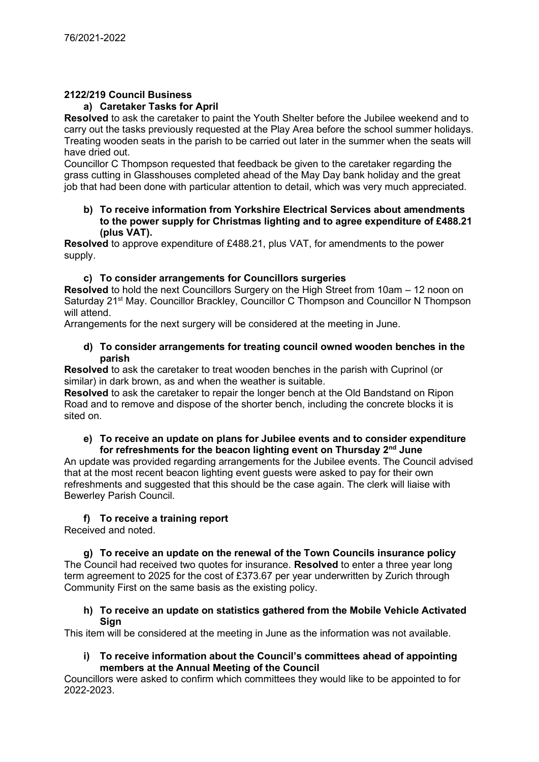## 2122/219 Council Business

### a) Caretaker Tasks for April

**Resolved** to ask the caretaker to paint the Youth Shelter before the Jubilee weekend and to carry out the tasks previously requested at the Play Area before the school summer holidays. Treating wooden seats in the parish to be carried out later in the summer when the seats will have dried out.

Councillor C Thompson requested that feedback be given to the caretaker regarding the grass cutting in Glasshouses completed ahead of the May Day bank holiday and the great job that had been done with particular attention to detail, which was very much appreciated.

### b) To receive information from Yorkshire Electrical Services about amendments to the power supply for Christmas lighting and to agree expenditure of £488.21 (plus VAT).

**Resolved** to approve expenditure of £488.21, plus VAT, for amendments to the power supply.

### c) To consider arrangements for Councillors surgeries

**Resolved** to hold the next Councillors Surgery on the High Street from 10am – 12 noon on Saturday 21st May. Councillor Brackley, Councillor C Thompson and Councillor N Thompson will attend.

Arrangements for the next surgery will be considered at the meeting in June.

### d) To consider arrangements for treating council owned wooden benches in the parish

**Resolved** to ask the caretaker to treat wooden benches in the parish with Cuprinol (or similar) in dark brown, as and when the weather is suitable.

**Resolved** to ask the caretaker to repair the longer bench at the Old Bandstand on Ripon Road and to remove and dispose of the shorter bench, including the concrete blocks it is sited on.

### e) To receive an update on plans for Jubilee events and to consider expenditure for refreshments for the beacon lighting event on Thursday 2nd June

An update was provided regarding arrangements for the Jubilee events. The Council advised that at the most recent beacon lighting event guests were asked to pay for their own refreshments and suggested that this should be the case again. The clerk will liaise with Bewerley Parish Council.

### f) To receive a training report

Received and noted.

### g) To receive an update on the renewal of the Town Councils insurance policy

The Council had received two quotes for insurance. **Resolved** to enter a three year long term agreement to 2025 for the cost of £373.67 per year underwritten by Zurich through Community First on the same basis as the existing policy.

### h) To receive an update on statistics gathered from the Mobile Vehicle Activated Sign

This item will be considered at the meeting in June as the information was not available.

### i) To receive information about the Council's committees ahead of appointing members at the Annual Meeting of the Council

Councillors were asked to confirm which committees they would like to be appointed to for 2022-2023.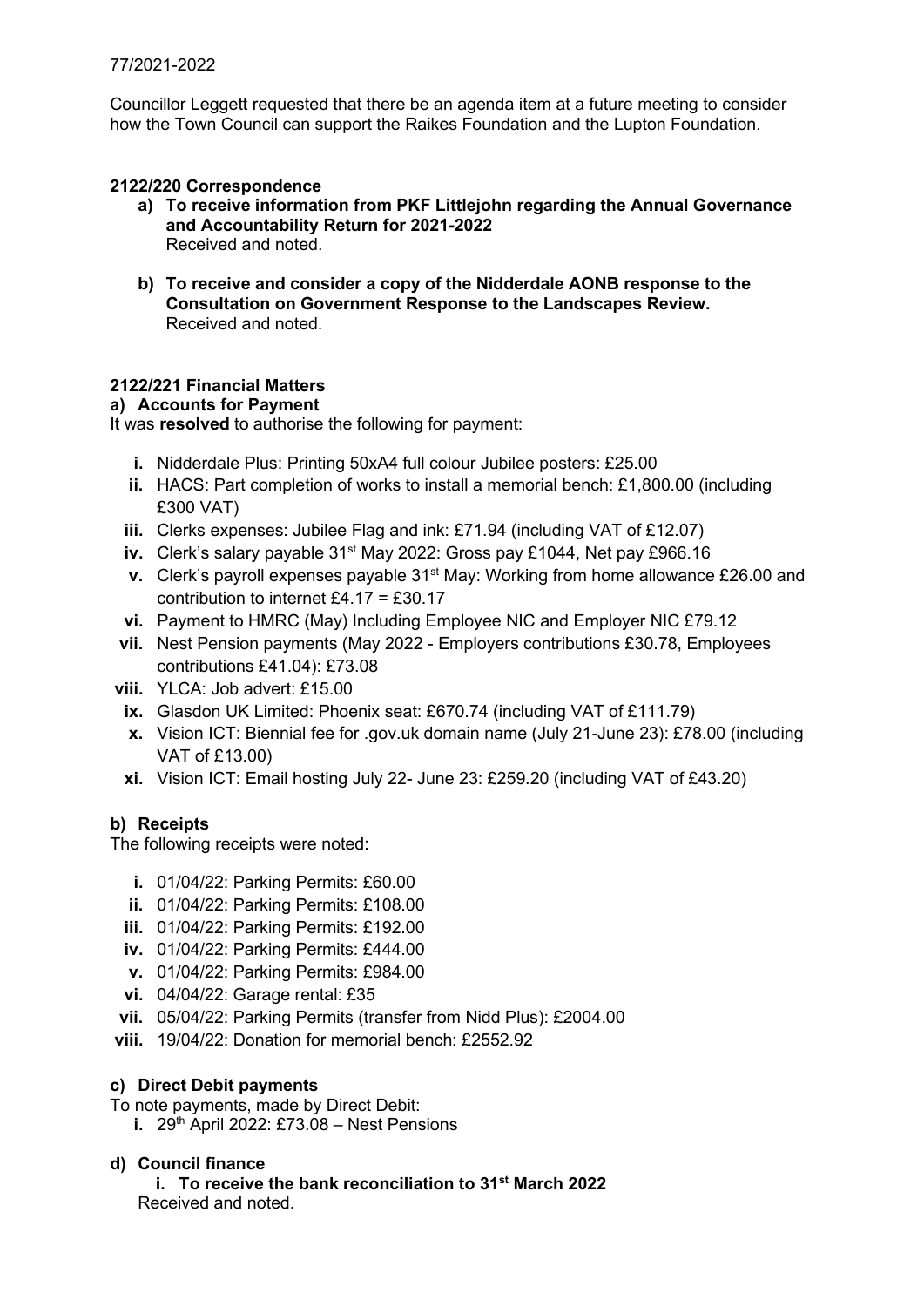77/2021-2022

Councillor Leggett requested that there be an agenda item at a future meeting to consider how the Town Council can support the Raikes Foundation and the Lupton Foundation.

**2122/220 Correspondence**

a) **To receive information from PKF Littlejohn regarding the Annual Governance and Accountability Return for 2021-2022**
   Received and noted.

b) **To receive and consider a copy of the Nidderdale AONB response to the Consultation on Government Response to the Landscapes Review.**
   Received and noted.

**2122/221 Financial Matters**

**a) Accounts for Payment**

It was **resolved** to authorise the following for payment:

i. Nidderdale Plus: Printing 50xA4 full colour Jubilee posters: £25.00
ii. HACS: Part completion of works to install a memorial bench: £1,800.00 (including £300 VAT)
iii. Clerks expenses: Jubilee Flag and ink: £71.94 (including VAT of £12.07)
iv. Clerk's salary payable 31st May 2022: Gross pay £1044, Net pay £966.16
v. Clerk's payroll expenses payable 31st May: Working from home allowance £26.00 and contribution to internet £4.17 = £30.17
vi. Payment to HMRC (May) Including Employee NIC and Employer NIC £79.12
vii. Nest Pension payments (May 2022 - Employers contributions £30.78, Employees contributions £41.04): £73.08
viii. YLCA: Job advert: £15.00
ix. Glasdon UK Limited: Phoenix seat: £670.74 (including VAT of £111.79)
x. Vision ICT: Biennial fee for .gov.uk domain name (July 21-June 23): £78.00 (including VAT of £13.00)
xi. Vision ICT: Email hosting July 22- June 23: £259.20 (including VAT of £43.20)

**b) Receipts**

The following receipts were noted:

i. 01/04/22: Parking Permits: £60.00
ii. 01/04/22: Parking Permits: £108.00
iii. 01/04/22: Parking Permits: £192.00
iv. 01/04/22: Parking Permits: £444.00
v. 01/04/22: Parking Permits: £984.00
vi. 04/04/22: Garage rental: £35
vii. 05/04/22: Parking Permits (transfer from Nidd Plus): £2004.00
viii. 19/04/22: Donation for memorial bench: £2552.92

**c) Direct Debit payments**

To note payments, made by Direct Debit:

i. 29th April 2022: £73.08 – Nest Pensions

**d) Council finance**

**i. To receive the bank reconciliation to 31st March 2022**
Received and noted.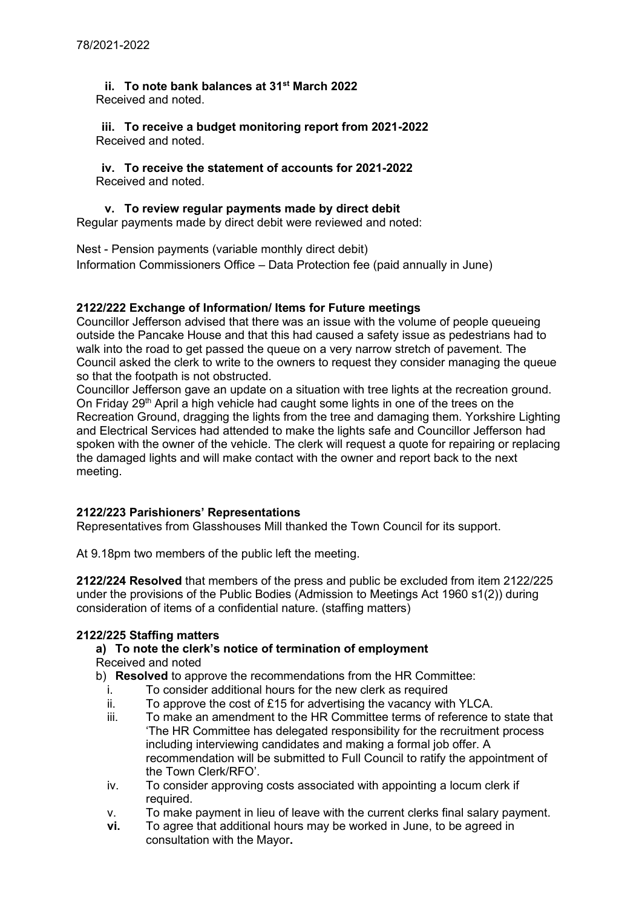78/2021-2022

**ii. To note bank balances at 31st March 2022**

Received and noted.

**iii. To receive a budget monitoring report from 2021-2022**

Received and noted.

**iv. To receive the statement of accounts for 2021-2022**

Received and noted.

**v. To review regular payments made by direct debit**

Regular payments made by direct debit were reviewed and noted:

Nest - Pension payments (variable monthly direct debit)
Information Commissioners Office – Data Protection fee (paid annually in June)

**2122/222 Exchange of Information/ Items for Future meetings**

Councillor Jefferson advised that there was an issue with the volume of people queueing outside the Pancake House and that this had caused a safety issue as pedestrians had to walk into the road to get passed the queue on a very narrow stretch of pavement. The Council asked the clerk to write to the owners to request they consider managing the queue so that the footpath is not obstructed.

Councillor Jefferson gave an update on a situation with tree lights at the recreation ground. On Friday 29th April a high vehicle had caught some lights in one of the trees on the Recreation Ground, dragging the lights from the tree and damaging them. Yorkshire Lighting and Electrical Services had attended to make the lights safe and Councillor Jefferson had spoken with the owner of the vehicle. The clerk will request a quote for repairing or replacing the damaged lights and will make contact with the owner and report back to the next meeting.

**2122/223 Parishioners' Representations**

Representatives from Glasshouses Mill thanked the Town Council for its support.

At 9.18pm two members of the public left the meeting.

**2122/224 Resolved** that members of the press and public be excluded from item 2122/225 under the provisions of the Public Bodies (Admission to Meetings Act 1960 s1(2)) during consideration of items of a confidential nature. (staffing matters)

**2122/225 Staffing matters**

**a) To note the clerk's notice of termination of employment**

Received and noted

b) **Resolved** to approve the recommendations from the HR Committee:

i. To consider additional hours for the new clerk as required
ii. To approve the cost of £15 for advertising the vacancy with YLCA.
iii. To make an amendment to the HR Committee terms of reference to state that 'The HR Committee has delegated responsibility for the recruitment process including interviewing candidates and making a formal job offer. A recommendation will be submitted to Full Council to ratify the appointment of the Town Clerk/RFO'.
iv. To consider approving costs associated with appointing a locum clerk if required.
v. To make payment in lieu of leave with the current clerks final salary payment.
**vi.** To agree that additional hours may be worked in June, to be agreed in consultation with the Mayor**.**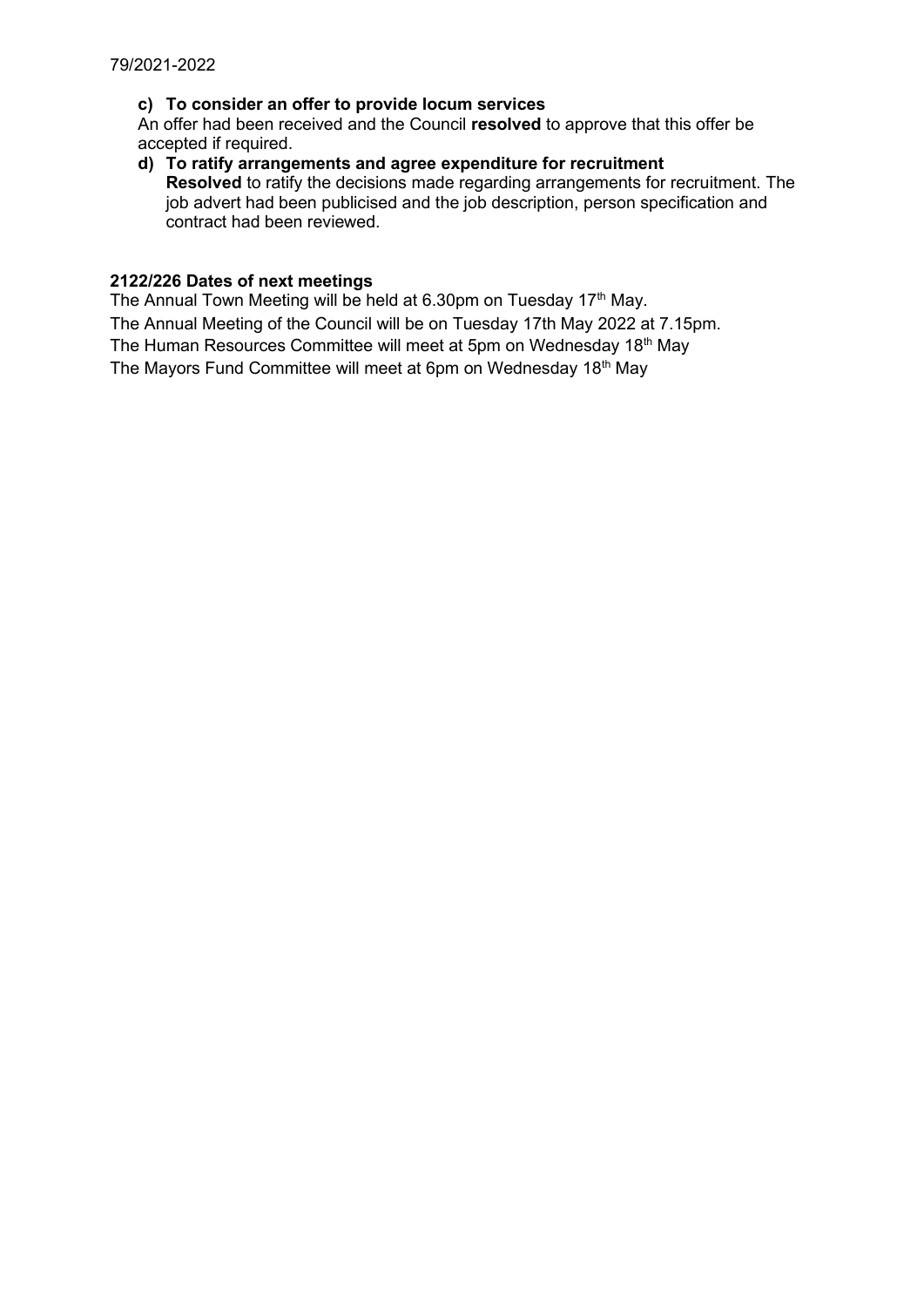**c) To consider an offer to provide locum services**

An offer had been received and the Council **resolved** to approve that this offer be accepted if required.

**d) To ratify arrangements and agree expenditure for recruitment**

**Resolved** to ratify the decisions made regarding arrangements for recruitment. The job advert had been publicised and the job description, person specification and contract had been reviewed.

**2122/226 Dates of next meetings**

The Annual Town Meeting will be held at 6.30pm on Tuesday 17th May.

The Annual Meeting of the Council will be on Tuesday 17th May 2022 at 7.15pm.

The Human Resources Committee will meet at 5pm on Wednesday 18th May

The Mayors Fund Committee will meet at 6pm on Wednesday 18th May